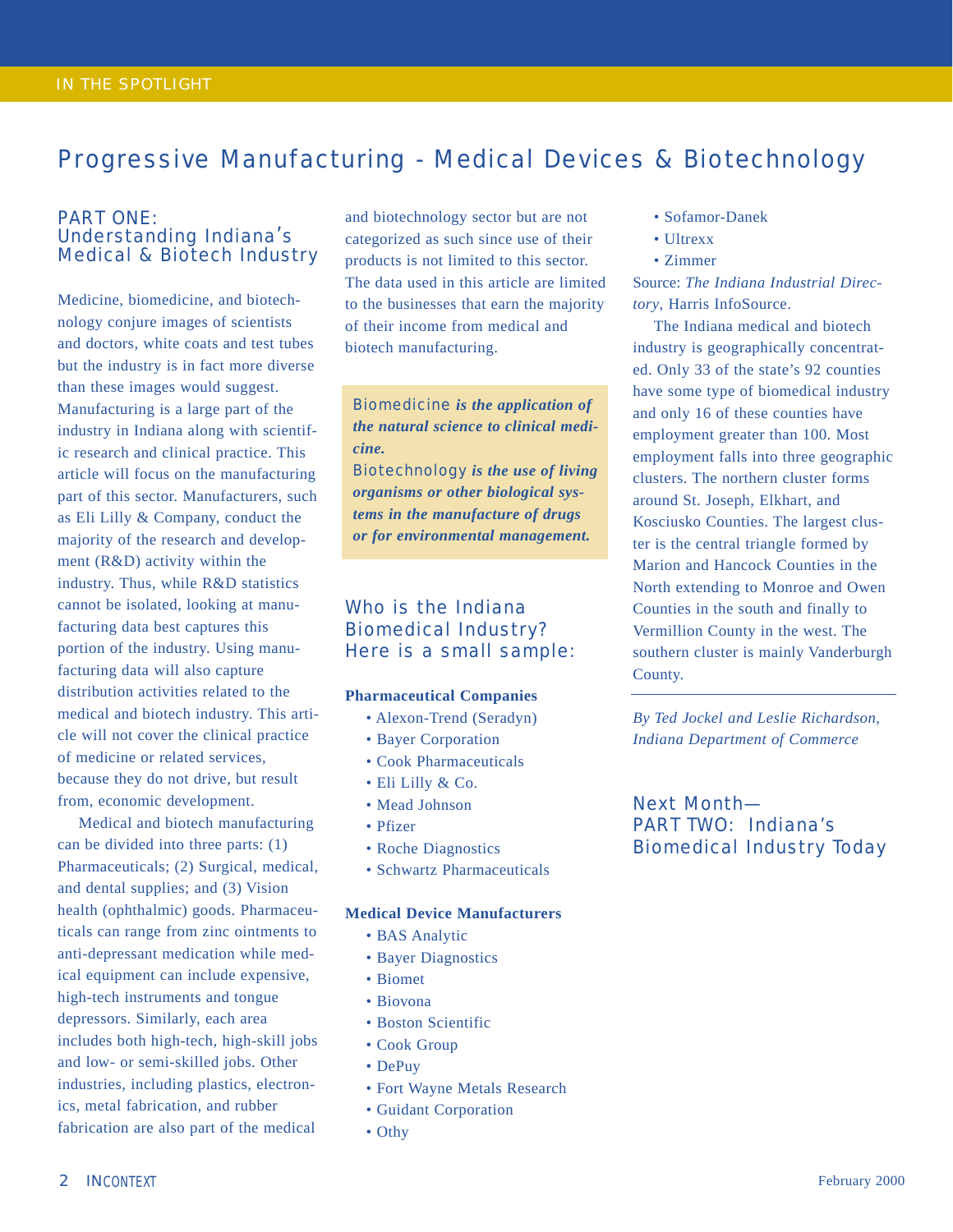IN THE SPOTLIGHT

# Progressive Manufacturing - Medical Devices & Biotechnology

## PART ONE: Understanding Indiana's Medical & Biotech Industry

Medicine, biomedicine, and biotechnology conjure images of scientists and doctors, white coats and test tubes but the industry is in fact more diverse than these images would suggest. Manufacturing is a large part of the industry in Indiana along with scientific research and clinical practice. This article will focus on the manufacturing part of this sector. Manufacturers, such as Eli Lilly & Company, conduct the majority of the research and development (R&D) activity within the industry. Thus, while R&D statistics cannot be isolated, looking at manufacturing data best captures this portion of the industry. Using manufacturing data will also capture distribution activities related to the medical and biotech industry. This article will not cover the clinical practice of medicine or related services, because they do not drive, but result from, economic development.

Medical and biotech manufacturing can be divided into three parts: (1) Pharmaceuticals; (2) Surgical, medical, and dental supplies; and (3) Vision health (ophthalmic) goods. Pharmaceuticals can range from zinc ointments to anti-depressant medication while medical equipment can include expensive, high-tech instruments and tongue depressors. Similarly, each area includes both high-tech, high-skill jobs and low- or semi-skilled jobs. Other industries, including plastics, electronics, metal fabrication, and rubber fabrication are also part of the medical and biotechnology sector but are not categorized as such since use of their products is not limited to this sector. The data used in this article are limited to the businesses that earn the majority of their income from medical and biotech manufacturing.

> Biomedicine ***is the application of the natural science to clinical medicine.***
>
> Biotechnology ***is the use of living organisms or other biological systems in the manufacture of drugs or for environmental management.***

### Who is the Indiana Biomedical Industry? Here is a small sample:

**Pharmaceutical Companies**

- Alexon-Trend (Seradyn)
- Bayer Corporation
- Cook Pharmaceuticals
- Eli Lilly & Co.
- Mead Johnson
- Pfizer
- Roche Diagnostics
- Schwartz Pharmaceuticals

**Medical Device Manufacturers**

- BAS Analytic
- Bayer Diagnostics
- Biomet
- Biovona
- Boston Scientific
- Cook Group
- DePuy
- Fort Wayne Metals Research
- Guidant Corporation
- Othy
- Sofamor-Danek
- Ultrexx
- Zimmer

Source: *The Indiana Industrial Directory*, Harris InfoSource.

The Indiana medical and biotech industry is geographically concentrated. Only 33 of the state's 92 counties have some type of biomedical industry and only 16 of these counties have employment greater than 100. Most employment falls into three geographic clusters. The northern cluster forms around St. Joseph, Elkhart, and Kosciusko Counties. The largest cluster is the central triangle formed by Marion and Hancock Counties in the North extending to Monroe and Owen Counties in the south and finally to Vermillion County in the west. The southern cluster is mainly Vanderburgh County.

---

*By Ted Jockel and Leslie Richardson, Indiana Department of Commerce*

### Next Month— PART TWO: Indiana's Biomedical Industry Today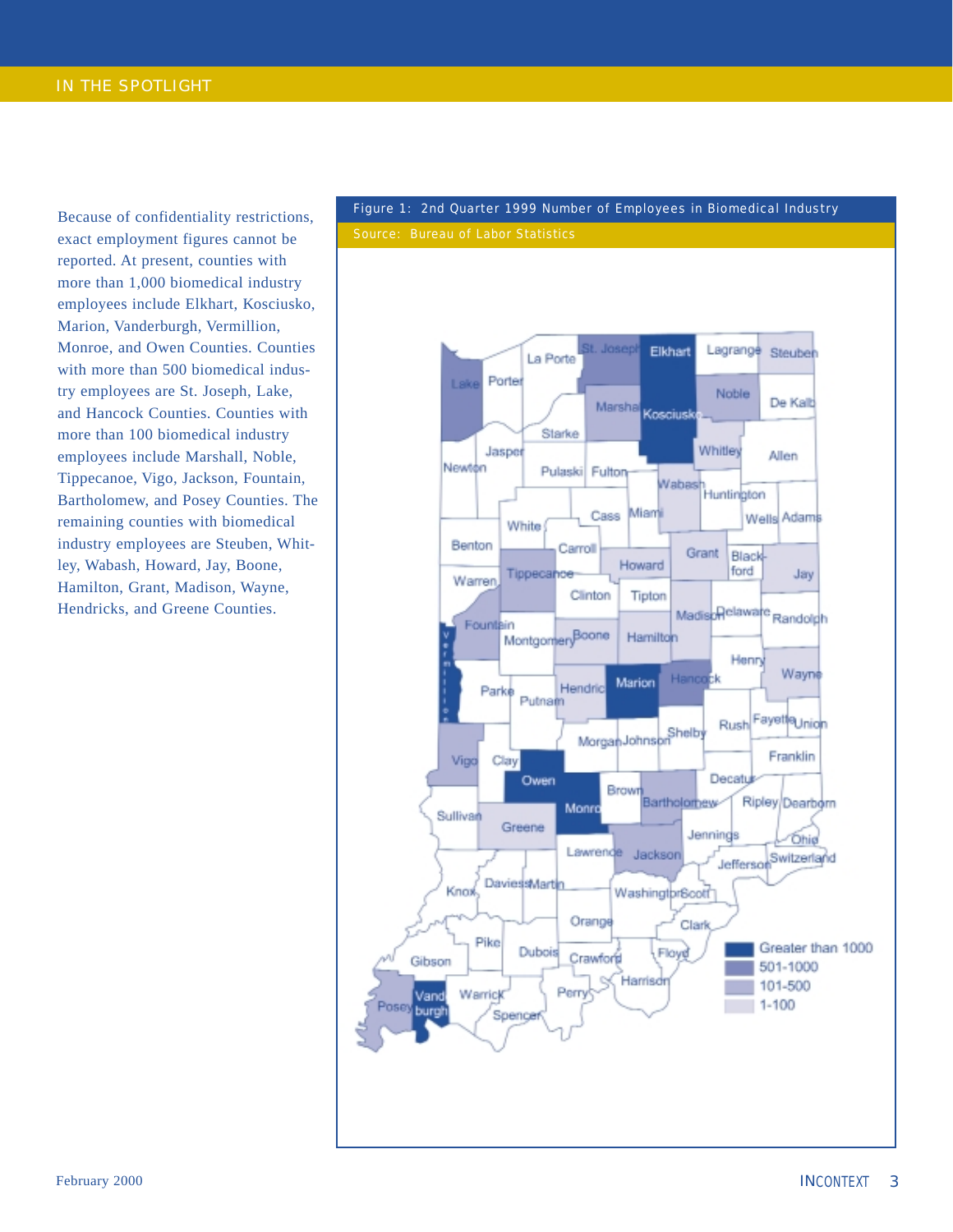IN THE SPOTLIGHT

Because of confidentiality restrictions, exact employment figures cannot be reported. At present, counties with more than 1,000 biomedical industry employees include Elkhart, Kosciusko, Marion, Vanderburgh, Vermillion, Monroe, and Owen Counties. Counties with more than 500 biomedical industry employees are St. Joseph, Lake, and Hancock Counties. Counties with more than 100 biomedical industry employees include Marshall, Noble, Tippecanoe, Vigo, Jackson, Fountain, Bartholomew, and Posey Counties. The remaining counties with biomedical industry employees are Steuben, Whitley, Wabash, Howard, Jay, Boone, Hamilton, Grant, Madison, Wayne, Hendricks, and Greene Counties.

Figure 1: 2nd Quarter 1999 Number of Employees in Biomedical Industry

Source: Bureau of Labor Statistics

Greater than 1000

501-1000

101-500

1-100